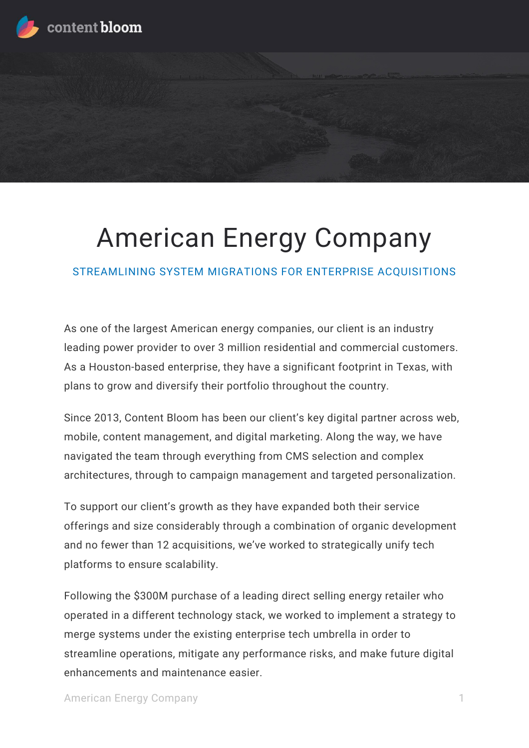# American Energy Company

## STREAMLINING SYSTEM MIGRATIONS FOR ENTERPRISE ACQUISITIONS

As one of the largest American energy companies, our client is an industry leading power provider to over 3 million residential and commercial customers. As a Houston-based enterprise, they have a significant footprint in Texas, with plans to grow and diversify their portfolio throughout the country.

Since 2013, Content Bloom has been our client's key digital partner across web, mobile, content management, and digital marketing. Along the way, we have navigated the team through everything from CMS selection and complex architectures, through to campaign management and targeted personalization.

To support our client's growth as they have expanded both their service offerings and size considerably through a combination of organic development and no fewer than 12 acquisitions, we've worked to strategically unify tech platforms to ensure scalability.

Following the $300M purchase of a leading direct selling energy retailer who operated in a different technology stack, we worked to implement a strategy to merge systems under the existing enterprise tech umbrella in order to streamline operations, mitigate any performance risks, and make future digital enhancements and maintenance easier.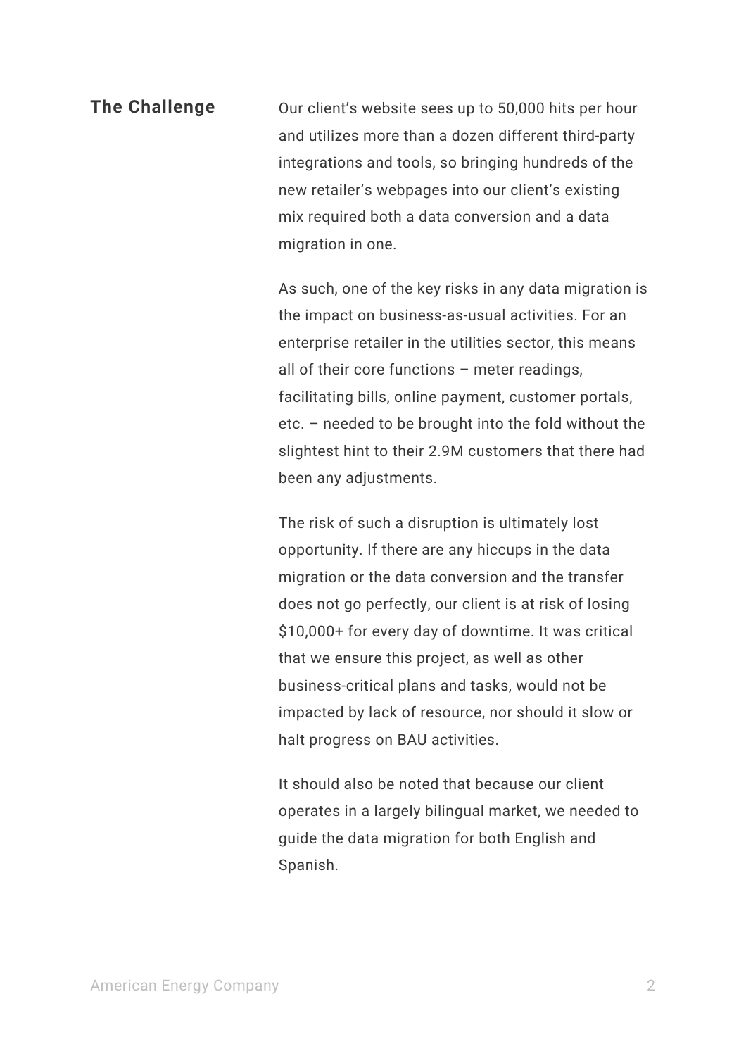## The Challenge

Our client's website sees up to 50,000 hits per hour and utilizes more than a dozen different third-party integrations and tools, so bringing hundreds of the new retailer's webpages into our client's existing mix required both a data conversion and a data migration in one.

As such, one of the key risks in any data migration is the impact on business-as-usual activities. For an enterprise retailer in the utilities sector, this means all of their core functions – meter readings, facilitating bills, online payment, customer portals, etc. – needed to be brought into the fold without the slightest hint to their 2.9M customers that there had been any adjustments.

The risk of such a disruption is ultimately lost opportunity. If there are any hiccups in the data migration or the data conversion and the transfer does not go perfectly, our client is at risk of losing $10,000+ for every day of downtime. It was critical that we ensure this project, as well as other business-critical plans and tasks, would not be impacted by lack of resource, nor should it slow or halt progress on BAU activities.

It should also be noted that because our client operates in a largely bilingual market, we needed to guide the data migration for both English and Spanish.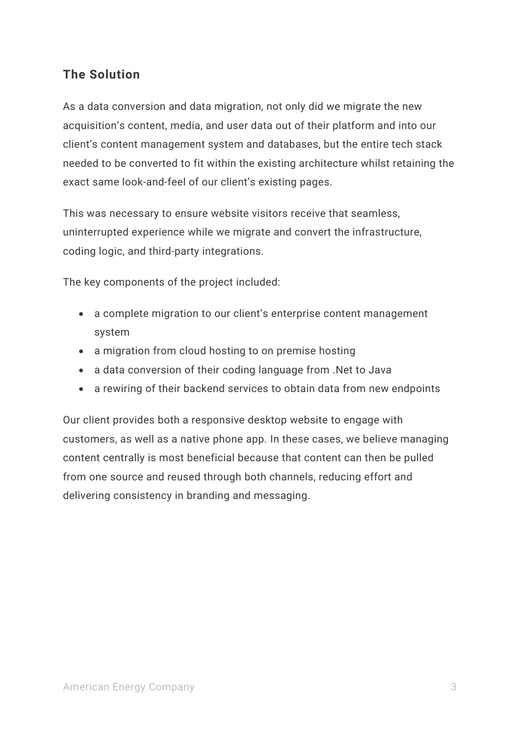## The Solution

As a data conversion and data migration, not only did we migrate the new acquisition's content, media, and user data out of their platform and into our client's content management system and databases, but the entire tech stack needed to be converted to fit within the existing architecture whilst retaining the exact same look-and-feel of our client's existing pages.

This was necessary to ensure website visitors receive that seamless, uninterrupted experience while we migrate and convert the infrastructure, coding logic, and third-party integrations.

The key components of the project included:

- a complete migration to our client's enterprise content management system
- a migration from cloud hosting to on premise hosting
- a data conversion of their coding language from .Net to Java
- a rewiring of their backend services to obtain data from new endpoints

Our client provides both a responsive desktop website to engage with customers, as well as a native phone app. In these cases, we believe managing content centrally is most beneficial because that content can then be pulled from one source and reused through both channels, reducing effort and delivering consistency in branding and messaging.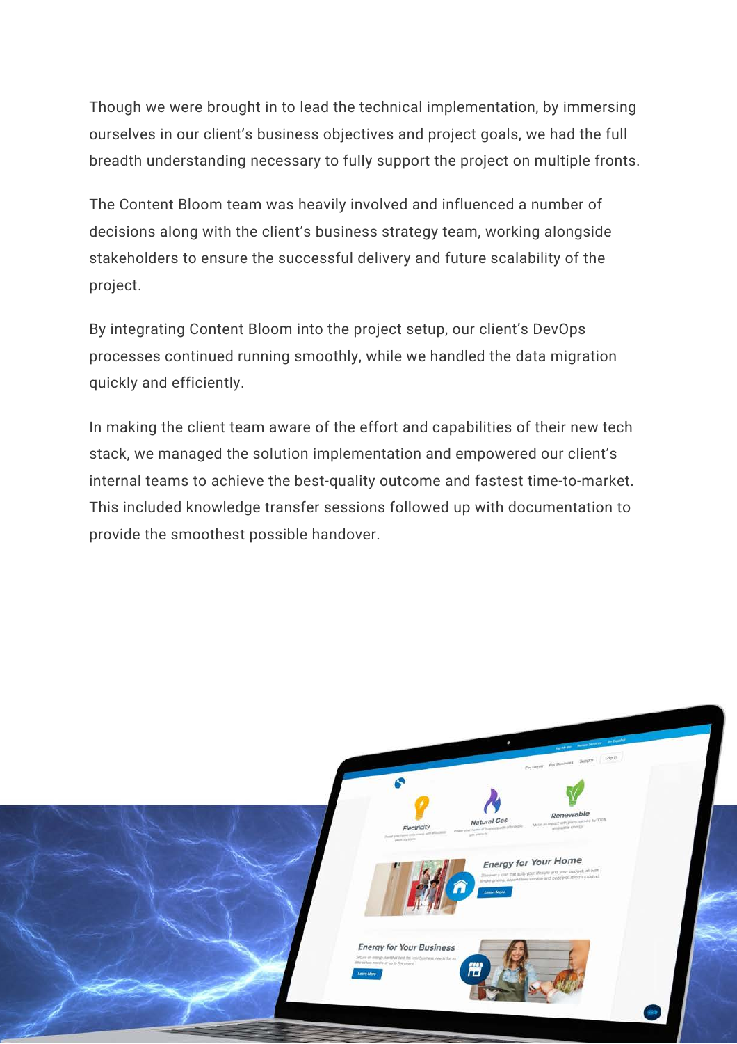Though we were brought in to lead the technical implementation, by immersing ourselves in our client's business objectives and project goals, we had the full breadth understanding necessary to fully support the project on multiple fronts.

The Content Bloom team was heavily involved and influenced a number of decisions along with the client's business strategy team, working alongside stakeholders to ensure the successful delivery and future scalability of the project.

By integrating Content Bloom into the project setup, our client's DevOps processes continued running smoothly, while we handled the data migration quickly and efficiently.

In making the client team aware of the effort and capabilities of their new tech stack, we managed the solution implementation and empowered our client's internal teams to achieve the best-quality outcome and fastest time-to-market. This included knowledge transfer sessions followed up with documentation to provide the smoothest possible handover.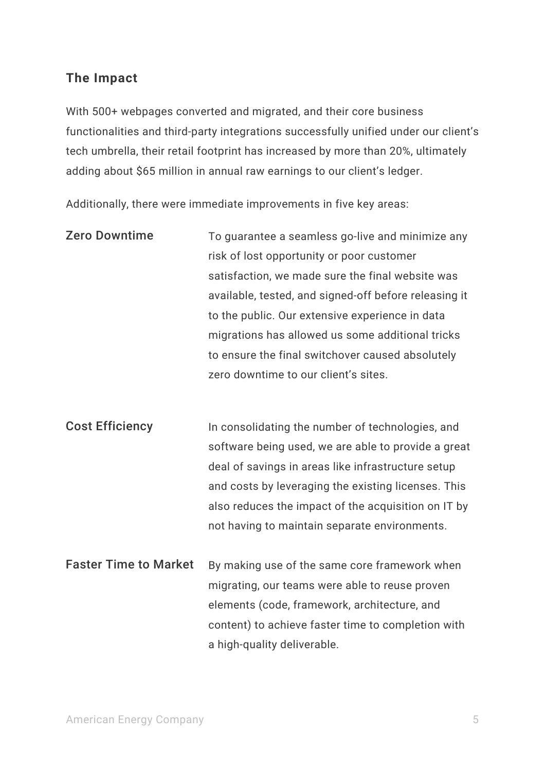### The Impact

With 500+ webpages converted and migrated, and their core business functionalities and third-party integrations successfully unified under our client's tech umbrella, their retail footprint has increased by more than 20%, ultimately adding about $65 million in annual raw earnings to our client's ledger.

Additionally, there were immediate improvements in five key areas:

**Zero Downtime**

To guarantee a seamless go-live and minimize any risk of lost opportunity or poor customer satisfaction, we made sure the final website was available, tested, and signed-off before releasing it to the public. Our extensive experience in data migrations has allowed us some additional tricks to ensure the final switchover caused absolutely zero downtime to our client's sites.

**Cost Efficiency**

In consolidating the number of technologies, and software being used, we are able to provide a great deal of savings in areas like infrastructure setup and costs by leveraging the existing licenses. This also reduces the impact of the acquisition on IT by not having to maintain separate environments.

**Faster Time to Market**

By making use of the same core framework when migrating, our teams were able to reuse proven elements (code, framework, architecture, and content) to achieve faster time to completion with a high-quality deliverable.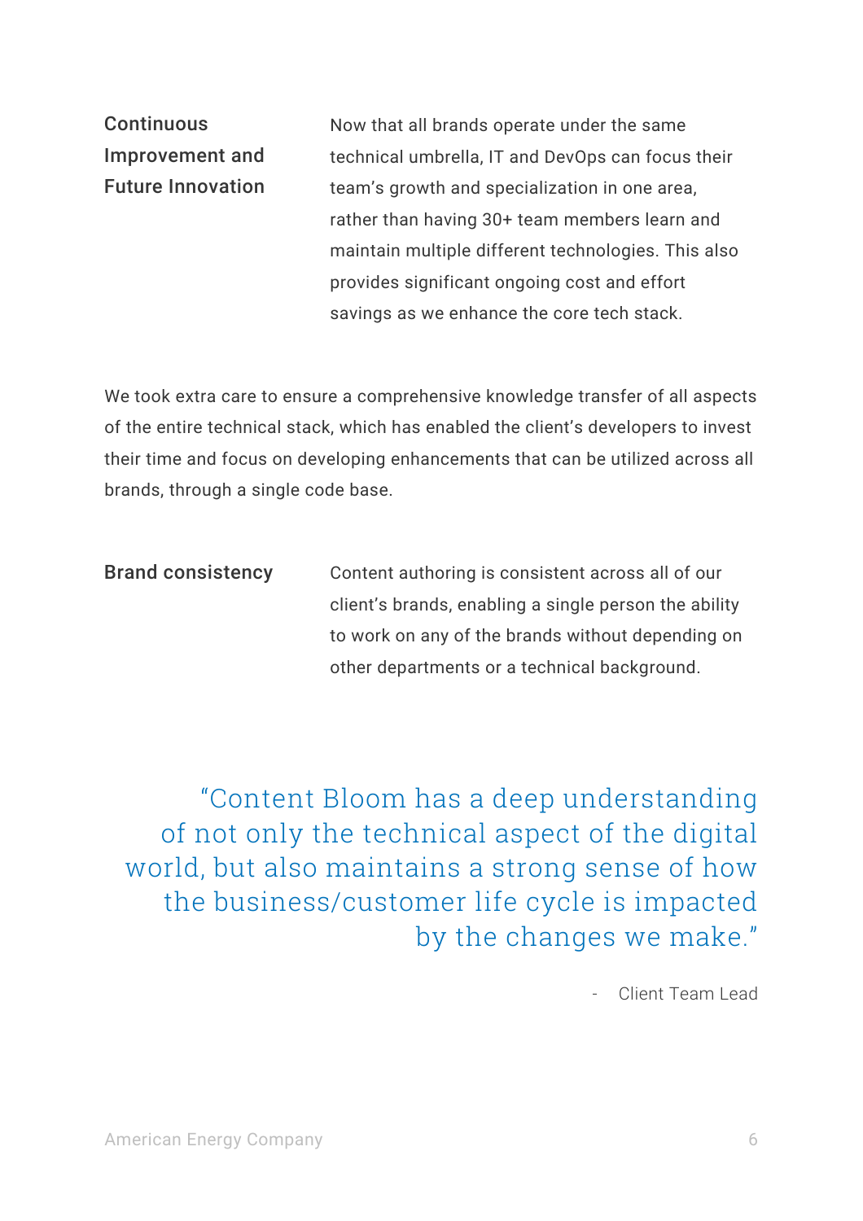**Continuous Improvement and Future Innovation**

Now that all brands operate under the same technical umbrella, IT and DevOps can focus their team's growth and specialization in one area, rather than having 30+ team members learn and maintain multiple different technologies. This also provides significant ongoing cost and effort savings as we enhance the core tech stack.

We took extra care to ensure a comprehensive knowledge transfer of all aspects of the entire technical stack, which has enabled the client's developers to invest their time and focus on developing enhancements that can be utilized across all brands, through a single code base.

**Brand consistency**

Content authoring is consistent across all of our client's brands, enabling a single person the ability to work on any of the brands without depending on other departments or a technical background.

> "Content Bloom has a deep understanding of not only the technical aspect of the digital world, but also maintains a strong sense of how the business/customer life cycle is impacted by the changes we make."
>
> \- Client Team Lead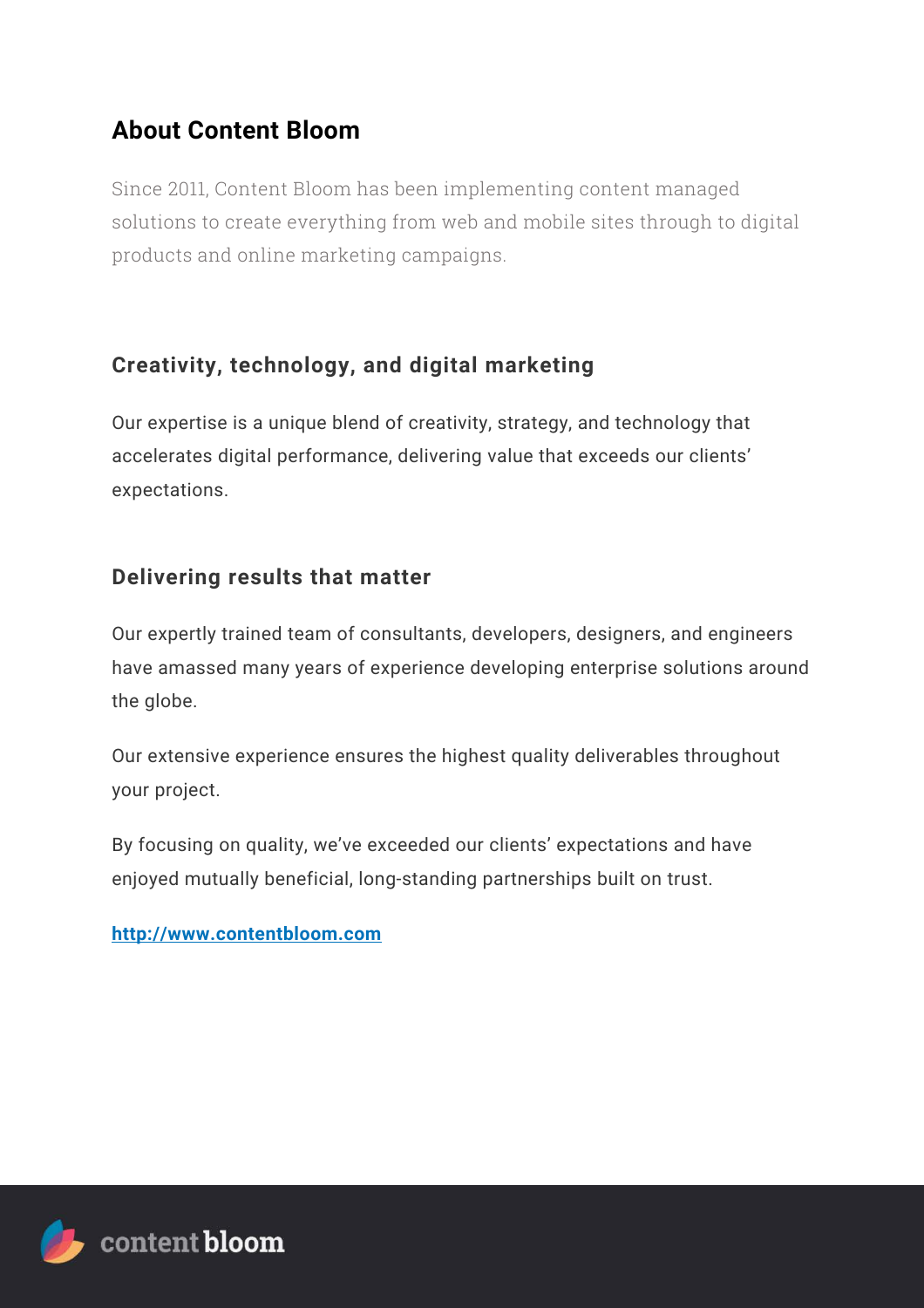## About Content Bloom

Since 2011, Content Bloom has been implementing content managed solutions to create everything from web and mobile sites through to digital products and online marketing campaigns.

### Creativity, technology, and digital marketing

Our expertise is a unique blend of creativity, strategy, and technology that accelerates digital performance, delivering value that exceeds our clients' expectations.

### Delivering results that matter

Our expertly trained team of consultants, developers, designers, and engineers have amassed many years of experience developing enterprise solutions around the globe.

Our extensive experience ensures the highest quality deliverables throughout your project.

By focusing on quality, we've exceeded our clients' expectations and have enjoyed mutually beneficial, long-standing partnerships built on trust.

**http://www.contentbloom.com**

content bloom